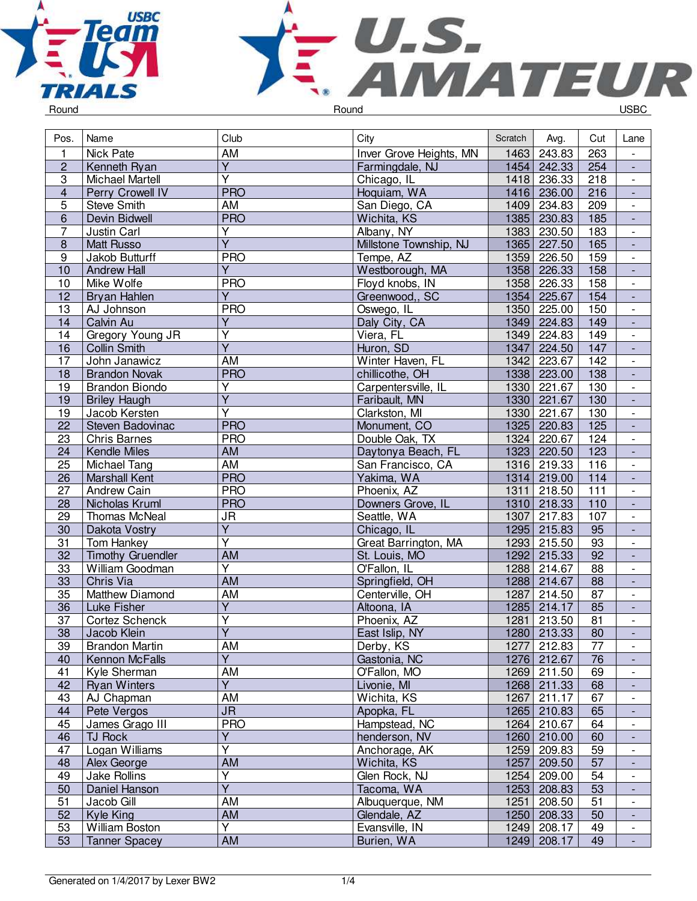# U.S. AMATEUR

Round | Round | USBC

| Pos. | Name | Club | City | Scratch | Avg. | Cut | Lane |
|---|---|---|---|---|---|---|---|
| 1 | Nick Pate | AM | Inver Grove Heights, MN | 1463 | 243.83 | 263 | - |
| 2 | Kenneth Ryan | Y | Farmingdale, NJ | 1454 | 242.33 | 254 | - |
| 3 | Michael Martell | Y | Chicago, IL | 1418 | 236.33 | 218 | - |
| 4 | Perry Crowell IV | PRO | Hoquiam, WA | 1416 | 236.00 | 216 | - |
| 5 | Steve Smith | AM | San Diego, CA | 1409 | 234.83 | 209 | - |
| 6 | Devin Bidwell | PRO | Wichita, KS | 1385 | 230.83 | 185 | - |
| 7 | Justin Carl | Y | Albany, NY | 1383 | 230.50 | 183 | - |
| 8 | Matt Russo | Y | Millstone Township, NJ | 1365 | 227.50 | 165 | - |
| 9 | Jakob Butturff | PRO | Tempe, AZ | 1359 | 226.50 | 159 | - |
| 10 | Andrew Hall | Y | Westborough, MA | 1358 | 226.33 | 158 | - |
| 10 | Mike Wolfe | PRO | Floyd knobs, IN | 1358 | 226.33 | 158 | - |
| 12 | Bryan Hahlen | Y | Greenwood,, SC | 1354 | 225.67 | 154 | - |
| 13 | AJ Johnson | PRO | Oswego, IL | 1350 | 225.00 | 150 | - |
| 14 | Calvin Au | Y | Daly City, CA | 1349 | 224.83 | 149 | - |
| 14 | Gregory Young JR | Y | Viera, FL | 1349 | 224.83 | 149 | - |
| 16 | Collin Smith | Y | Huron, SD | 1347 | 224.50 | 147 | - |
| 17 | John Janawicz | AM | Winter Haven, FL | 1342 | 223.67 | 142 | - |
| 18 | Brandon Novak | PRO | chillicothe, OH | 1338 | 223.00 | 138 | - |
| 19 | Brandon Biondo | Y | Carpentersville, IL | 1330 | 221.67 | 130 | - |
| 19 | Briley Haugh | Y | Faribault, MN | 1330 | 221.67 | 130 | - |
| 19 | Jacob Kersten | Y | Clarkston, MI | 1330 | 221.67 | 130 | - |
| 22 | Steven Badovinac | PRO | Monument, CO | 1325 | 220.83 | 125 | - |
| 23 | Chris Barnes | PRO | Double Oak, TX | 1324 | 220.67 | 124 | - |
| 24 | Kendle Miles | AM | Daytonya Beach, FL | 1323 | 220.50 | 123 | - |
| 25 | Michael Tang | AM | San Francisco, CA | 1316 | 219.33 | 116 | - |
| 26 | Marshall Kent | PRO | Yakima, WA | 1314 | 219.00 | 114 | - |
| 27 | Andrew Cain | PRO | Phoenix, AZ | 1311 | 218.50 | 111 | - |
| 28 | Nicholas Kruml | PRO | Downers Grove, IL | 1310 | 218.33 | 110 | - |
| 29 | Thomas McNeal | JR | Seattle, WA | 1307 | 217.83 | 107 | - |
| 30 | Dakota Vostry | Y | Chicago, IL | 1295 | 215.83 | 95 | - |
| 31 | Tom Hankey | Y | Great Barrington, MA | 1293 | 215.50 | 93 | - |
| 32 | Timothy Gruendler | AM | St. Louis, MO | 1292 | 215.33 | 92 | - |
| 33 | William Goodman | Y | O'Fallon, IL | 1288 | 214.67 | 88 | - |
| 33 | Chris Via | AM | Springfield, OH | 1288 | 214.67 | 88 | - |
| 35 | Matthew Diamond | AM | Centerville, OH | 1287 | 214.50 | 87 | - |
| 36 | Luke Fisher | Y | Altoona, IA | 1285 | 214.17 | 85 | - |
| 37 | Cortez Schenck | Y | Phoenix, AZ | 1281 | 213.50 | 81 | - |
| 38 | Jacob Klein | Y | East Islip, NY | 1280 | 213.33 | 80 | - |
| 39 | Brandon Martin | AM | Derby, KS | 1277 | 212.83 | 77 | - |
| 40 | Kennon McFalls | Y | Gastonia, NC | 1276 | 212.67 | 76 | - |
| 41 | Kyle Sherman | AM | O'Fallon, MO | 1269 | 211.50 | 69 | - |
| 42 | Ryan Winters | Y | Livonie, MI | 1268 | 211.33 | 68 | - |
| 43 | AJ Chapman | AM | Wichita, KS | 1267 | 211.17 | 67 | - |
| 44 | Pete Vergos | JR | Apopka, FL | 1265 | 210.83 | 65 | - |
| 45 | James Grago III | PRO | Hampstead, NC | 1264 | 210.67 | 64 | - |
| 46 | TJ Rock | Y | henderson, NV | 1260 | 210.00 | 60 | - |
| 47 | Logan Williams | Y | Anchorage, AK | 1259 | 209.83 | 59 | - |
| 48 | Alex George | AM | Wichita, KS | 1257 | 209.50 | 57 | - |
| 49 | Jake Rollins | Y | Glen Rock, NJ | 1254 | 209.00 | 54 | - |
| 50 | Daniel Hanson | Y | Tacoma, WA | 1253 | 208.83 | 53 | - |
| 51 | Jacob Gill | AM | Albuquerque, NM | 1251 | 208.50 | 51 | - |
| 52 | Kyle King | AM | Glendale, AZ | 1250 | 208.33 | 50 | - |
| 53 | William Boston | Y | Evansville, IN | 1249 | 208.17 | 49 | - |
| 53 | Tanner Spacey | AM | Burien, WA | 1249 | 208.17 | 49 | - |

Generated on 1/4/2017 by Lexer BW2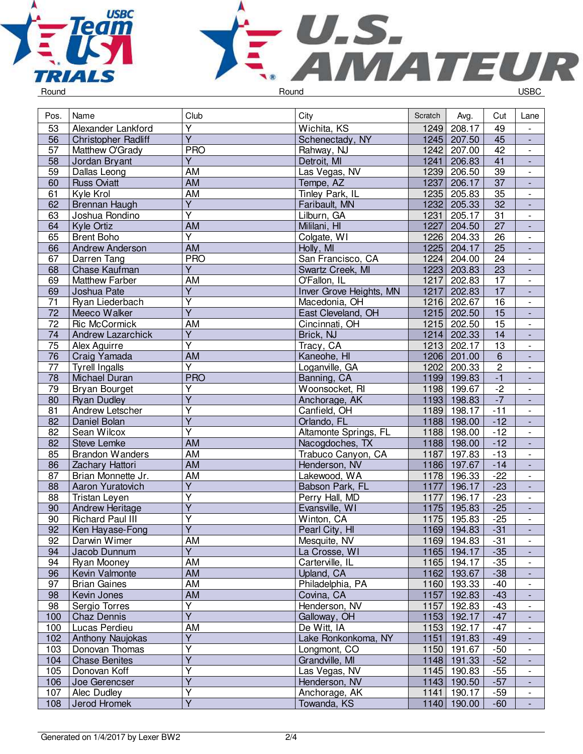Round | Round | USBC

| Pos. | Name | Club | City | Scratch | Avg. | Cut | Lane |
|---|---|---|---|---|---|---|---|
| 53 | Alexander Lankford | Y | Wichita, KS | 1249 | 208.17 | 49 | - |
| 56 | Christopher Radliff | Y | Schenectady, NY | 1245 | 207.50 | 45 | - |
| 57 | Matthew O'Grady | PRO | Rahway, NJ | 1242 | 207.00 | 42 | - |
| 58 | Jordan Bryant | Y | Detroit, MI | 1241 | 206.83 | 41 | - |
| 59 | Dallas Leong | AM | Las Vegas, NV | 1239 | 206.50 | 39 | - |
| 60 | Russ Oviatt | AM | Tempe, AZ | 1237 | 206.17 | 37 | - |
| 61 | Kyle Krol | AM | Tinley Park, IL | 1235 | 205.83 | 35 | - |
| 62 | Brennan Haugh | Y | Faribault, MN | 1232 | 205.33 | 32 | - |
| 63 | Joshua Rondino | Y | Lilburn, GA | 1231 | 205.17 | 31 | - |
| 64 | Kyle Ortiz | AM | Mililani, HI | 1227 | 204.50 | 27 | - |
| 65 | Brent Boho | Y | Colgate, WI | 1226 | 204.33 | 26 | - |
| 66 | Andrew Anderson | AM | Holly, MI | 1225 | 204.17 | 25 | - |
| 67 | Darren Tang | PRO | San Francisco, CA | 1224 | 204.00 | 24 | - |
| 68 | Chase Kaufman | Y | Swartz Creek, MI | 1223 | 203.83 | 23 | - |
| 69 | Matthew Farber | AM | O'Fallon, IL | 1217 | 202.83 | 17 | - |
| 69 | Joshua Pate | Y | Inver Grove Heights, MN | 1217 | 202.83 | 17 | - |
| 71 | Ryan Liederbach | Y | Macedonia, OH | 1216 | 202.67 | 16 | - |
| 72 | Meeco Walker | Y | East Cleveland, OH | 1215 | 202.50 | 15 | - |
| 72 | Ric McCormick | AM | Cincinnati, OH | 1215 | 202.50 | 15 | - |
| 74 | Andrew Lazarchick | Y | Brick, NJ | 1214 | 202.33 | 14 | - |
| 75 | Alex Aguirre | Y | Tracy, CA | 1213 | 202.17 | 13 | - |
| 76 | Craig Yamada | AM | Kaneohe, HI | 1206 | 201.00 | 6 | - |
| 77 | Tyrell Ingalls | Y | Loganville, GA | 1202 | 200.33 | 2 | - |
| 78 | Michael Duran | PRO | Banning, CA | 1199 | 199.83 | -1 | - |
| 79 | Bryan Bourget | Y | Woonsocket, RI | 1198 | 199.67 | -2 | - |
| 80 | Ryan Dudley | Y | Anchorage, AK | 1193 | 198.83 | -7 | - |
| 81 | Andrew Letscher | Y | Canfield, OH | 1189 | 198.17 | -11 | - |
| 82 | Daniel Bolan | Y | Orlando, FL | 1188 | 198.00 | -12 | - |
| 82 | Sean Wilcox | Y | Altamonte Springs, FL | 1188 | 198.00 | -12 | - |
| 82 | Steve Lemke | AM | Nacogdoches, TX | 1188 | 198.00 | -12 | - |
| 85 | Brandon Wanders | AM | Trabuco Canyon, CA | 1187 | 197.83 | -13 | - |
| 86 | Zachary Hattori | AM | Henderson, NV | 1186 | 197.67 | -14 | - |
| 87 | Brian Monnette Jr. | AM | Lakewood, WA | 1178 | 196.33 | -22 | - |
| 88 | Aaron Yuratovich | Y | Babson Park, FL | 1177 | 196.17 | -23 | - |
| 88 | Tristan Leyen | Y | Perry Hall, MD | 1177 | 196.17 | -23 | - |
| 90 | Andrew Heritage | Y | Evansville, WI | 1175 | 195.83 | -25 | - |
| 90 | Richard Paul III | Y | Winton, CA | 1175 | 195.83 | -25 | - |
| 92 | Ken Hayase-Fong | Y | Pearl City, HI | 1169 | 194.83 | -31 | - |
| 92 | Darwin Wimer | AM | Mesquite, NV | 1169 | 194.83 | -31 | - |
| 94 | Jacob Dunnum | Y | La Crosse, WI | 1165 | 194.17 | -35 | - |
| 94 | Ryan Mooney | AM | Carterville, IL | 1165 | 194.17 | -35 | - |
| 96 | Kevin Valmonte | AM | Upland, CA | 1162 | 193.67 | -38 | - |
| 97 | Brian Gaines | AM | Philadelphia, PA | 1160 | 193.33 | -40 | - |
| 98 | Kevin Jones | AM | Covina, CA | 1157 | 192.83 | -43 | - |
| 98 | Sergio Torres | Y | Henderson, NV | 1157 | 192.83 | -43 | - |
| 100 | Chaz Dennis | Y | Galloway, OH | 1153 | 192.17 | -47 | - |
| 100 | Lucas Perdieu | AM | De Witt, IA | 1153 | 192.17 | -47 | - |
| 102 | Anthony Naujokas | Y | Lake Ronkonkoma, NY | 1151 | 191.83 | -49 | - |
| 103 | Donovan Thomas | Y | Longmont, CO | 1150 | 191.67 | -50 | - |
| 104 | Chase Benites | Y | Grandville, MI | 1148 | 191.33 | -52 | - |
| 105 | Donovan Koff | Y | Las Vegas, NV | 1145 | 190.83 | -55 | - |
| 106 | Joe Gerencser | Y | Henderson, NV | 1143 | 190.50 | -57 | - |
| 107 | Alec Dudley | Y | Anchorage, AK | 1141 | 190.17 | -59 | - |
| 108 | Jerod Hromek | Y | Towanda, KS | 1140 | 190.00 | -60 | - |

Generated on 1/4/2017 by Lexer BW2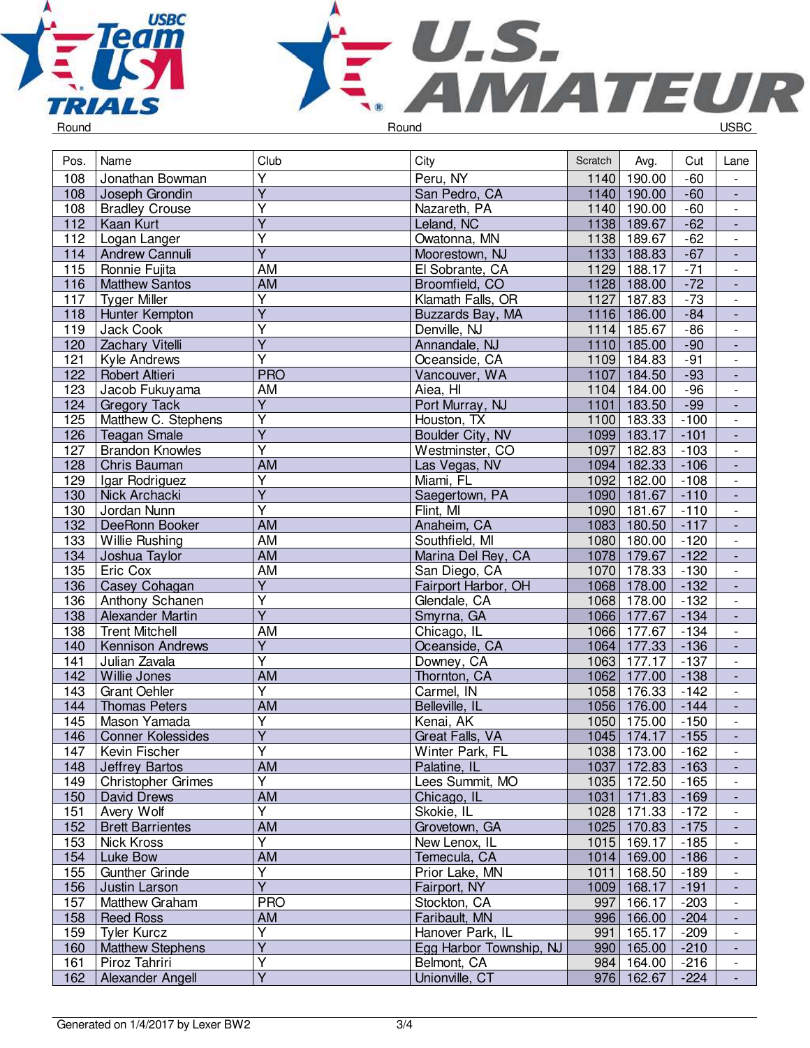Round Round USBC

| Pos. | Name | Club | City | Scratch | Avg. | Cut | Lane |
|---|---|---|---|---|---|---|---|
| 108 | Jonathan Bowman | Y | Peru, NY | 1140 | 190.00 | -60 | - |
| 108 | Joseph Grondin | Y | San Pedro, CA | 1140 | 190.00 | -60 | - |
| 108 | Bradley Crouse | Y | Nazareth, PA | 1140 | 190.00 | -60 | - |
| 112 | Kaan Kurt | Y | Leland, NC | 1138 | 189.67 | -62 | - |
| 112 | Logan Langer | Y | Owatonna, MN | 1138 | 189.67 | -62 | - |
| 114 | Andrew Cannuli | Y | Moorestown, NJ | 1133 | 188.83 | -67 | - |
| 115 | Ronnie Fujita | AM | El Sobrante, CA | 1129 | 188.17 | -71 | - |
| 116 | Matthew Santos | AM | Broomfield, CO | 1128 | 188.00 | -72 | - |
| 117 | Tyger Miller | Y | Klamath Falls, OR | 1127 | 187.83 | -73 | - |
| 118 | Hunter Kempton | Y | Buzzards Bay, MA | 1116 | 186.00 | -84 | - |
| 119 | Jack Cook | Y | Denville, NJ | 1114 | 185.67 | -86 | - |
| 120 | Zachary Vitelli | Y | Annandale, NJ | 1110 | 185.00 | -90 | - |
| 121 | Kyle Andrews | Y | Oceanside, CA | 1109 | 184.83 | -91 | - |
| 122 | Robert Altieri | PRO | Vancouver, WA | 1107 | 184.50 | -93 | - |
| 123 | Jacob Fukuyama | AM | Aiea, HI | 1104 | 184.00 | -96 | - |
| 124 | Gregory Tack | Y | Port Murray, NJ | 1101 | 183.50 | -99 | - |
| 125 | Matthew C. Stephens | Y | Houston, TX | 1100 | 183.33 | -100 | - |
| 126 | Teagan Smale | Y | Boulder City, NV | 1099 | 183.17 | -101 | - |
| 127 | Brandon Knowles | Y | Westminster, CO | 1097 | 182.83 | -103 | - |
| 128 | Chris Bauman | AM | Las Vegas, NV | 1094 | 182.33 | -106 | - |
| 129 | Igar Rodriguez | Y | Miami, FL | 1092 | 182.00 | -108 | - |
| 130 | Nick Archacki | Y | Saegertown, PA | 1090 | 181.67 | -110 | - |
| 130 | Jordan Nunn | Y | Flint, MI | 1090 | 181.67 | -110 | - |
| 132 | DeeRonn Booker | AM | Anaheim, CA | 1083 | 180.50 | -117 | - |
| 133 | Willie Rushing | AM | Southfield, MI | 1080 | 180.00 | -120 | - |
| 134 | Joshua Taylor | AM | Marina Del Rey, CA | 1078 | 179.67 | -122 | - |
| 135 | Eric Cox | AM | San Diego, CA | 1070 | 178.33 | -130 | - |
| 136 | Casey Cohagan | Y | Fairport Harbor, OH | 1068 | 178.00 | -132 | - |
| 136 | Anthony Schanen | Y | Glendale, CA | 1068 | 178.00 | -132 | - |
| 138 | Alexander Martin | Y | Smyrna, GA | 1066 | 177.67 | -134 | - |
| 138 | Trent Mitchell | AM | Chicago, IL | 1066 | 177.67 | -134 | - |
| 140 | Kennison Andrews | Y | Oceanside, CA | 1064 | 177.33 | -136 | - |
| 141 | Julian Zavala | Y | Downey, CA | 1063 | 177.17 | -137 | - |
| 142 | Willie Jones | AM | Thornton, CA | 1062 | 177.00 | -138 | - |
| 143 | Grant Oehler | Y | Carmel, IN | 1058 | 176.33 | -142 | - |
| 144 | Thomas Peters | AM | Belleville, IL | 1056 | 176.00 | -144 | - |
| 145 | Mason Yamada | Y | Kenai, AK | 1050 | 175.00 | -150 | - |
| 146 | Conner Kolessides | Y | Great Falls, VA | 1045 | 174.17 | -155 | - |
| 147 | Kevin Fischer | Y | Winter Park, FL | 1038 | 173.00 | -162 | - |
| 148 | Jeffrey Bartos | AM | Palatine, IL | 1037 | 172.83 | -163 | - |
| 149 | Christopher Grimes | Y | Lees Summit, MO | 1035 | 172.50 | -165 | - |
| 150 | David Drews | AM | Chicago, IL | 1031 | 171.83 | -169 | - |
| 151 | Avery Wolf | Y | Skokie, IL | 1028 | 171.33 | -172 | - |
| 152 | Brett Barrientes | AM | Grovetown, GA | 1025 | 170.83 | -175 | - |
| 153 | Nick Kross | Y | New Lenox, IL | 1015 | 169.17 | -185 | - |
| 154 | Luke Bow | AM | Temecula, CA | 1014 | 169.00 | -186 | - |
| 155 | Gunther Grinde | Y | Prior Lake, MN | 1011 | 168.50 | -189 | - |
| 156 | Justin Larson | Y | Fairport, NY | 1009 | 168.17 | -191 | - |
| 157 | Matthew Graham | PRO | Stockton, CA | 997 | 166.17 | -203 | - |
| 158 | Reed Ross | AM | Faribault, MN | 996 | 166.00 | -204 | - |
| 159 | Tyler Kurcz | Y | Hanover Park, IL | 991 | 165.17 | -209 | - |
| 160 | Matthew Stephens | Y | Egg Harbor Township, NJ | 990 | 165.00 | -210 | - |
| 161 | Piroz Tahriri | Y | Belmont, CA | 984 | 164.00 | -216 | - |
| 162 | Alexander Angell | Y | Unionville, CT | 976 | 162.67 | -224 | - |

Generated on 1/4/2017 by Lexer BW2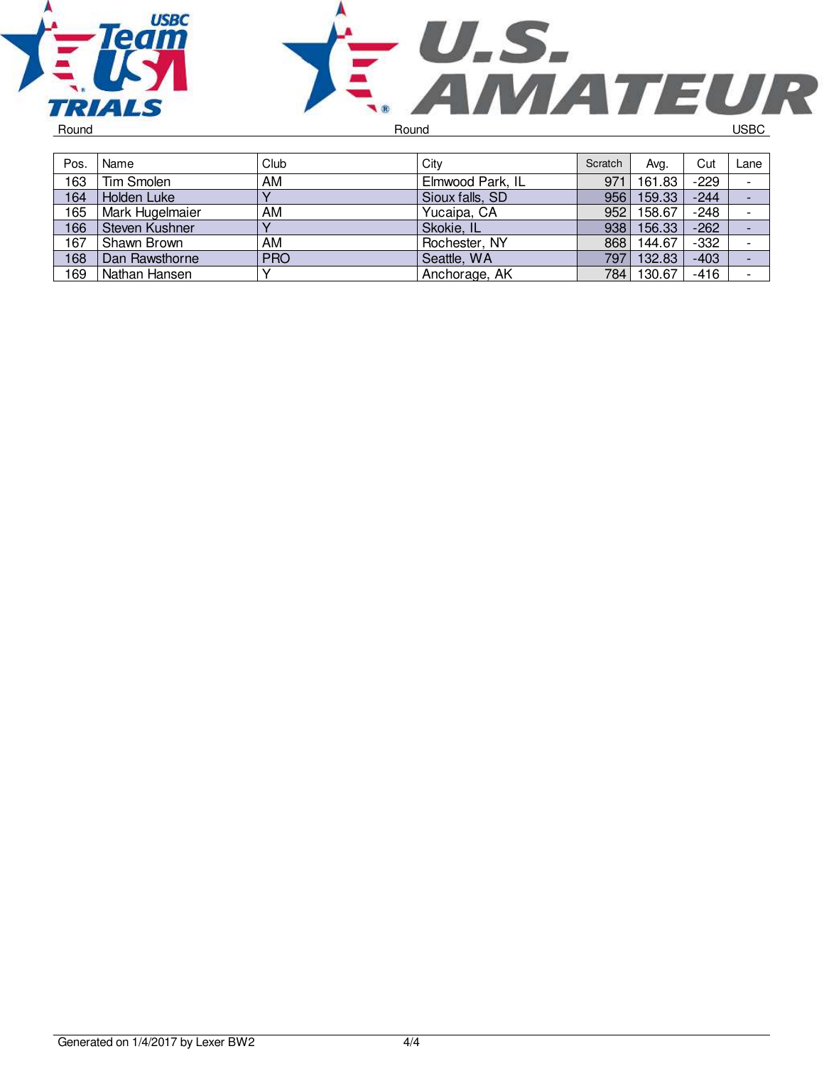Round | Round | USBC

| Pos. | Name | Club | City | Scratch | Avg. | Cut | Lane |
|---|---|---|---|---|---|---|---|
| 163 | Tim Smolen | AM | Elmwood Park, IL | 971 | 161.83 | -229 | - |
| 164 | Holden Luke | Y | Sioux falls, SD | 956 | 159.33 | -244 | - |
| 165 | Mark Hugelmaier | AM | Yucaipa, CA | 952 | 158.67 | -248 | - |
| 166 | Steven Kushner | Y | Skokie, IL | 938 | 156.33 | -262 | - |
| 167 | Shawn Brown | AM | Rochester, NY | 868 | 144.67 | -332 | - |
| 168 | Dan Rawsthorne | PRO | Seattle, WA | 797 | 132.83 | -403 | - |
| 169 | Nathan Hansen | Y | Anchorage, AK | 784 | 130.67 | -416 | - |

Generated on 1/4/2017 by Lexer BW2